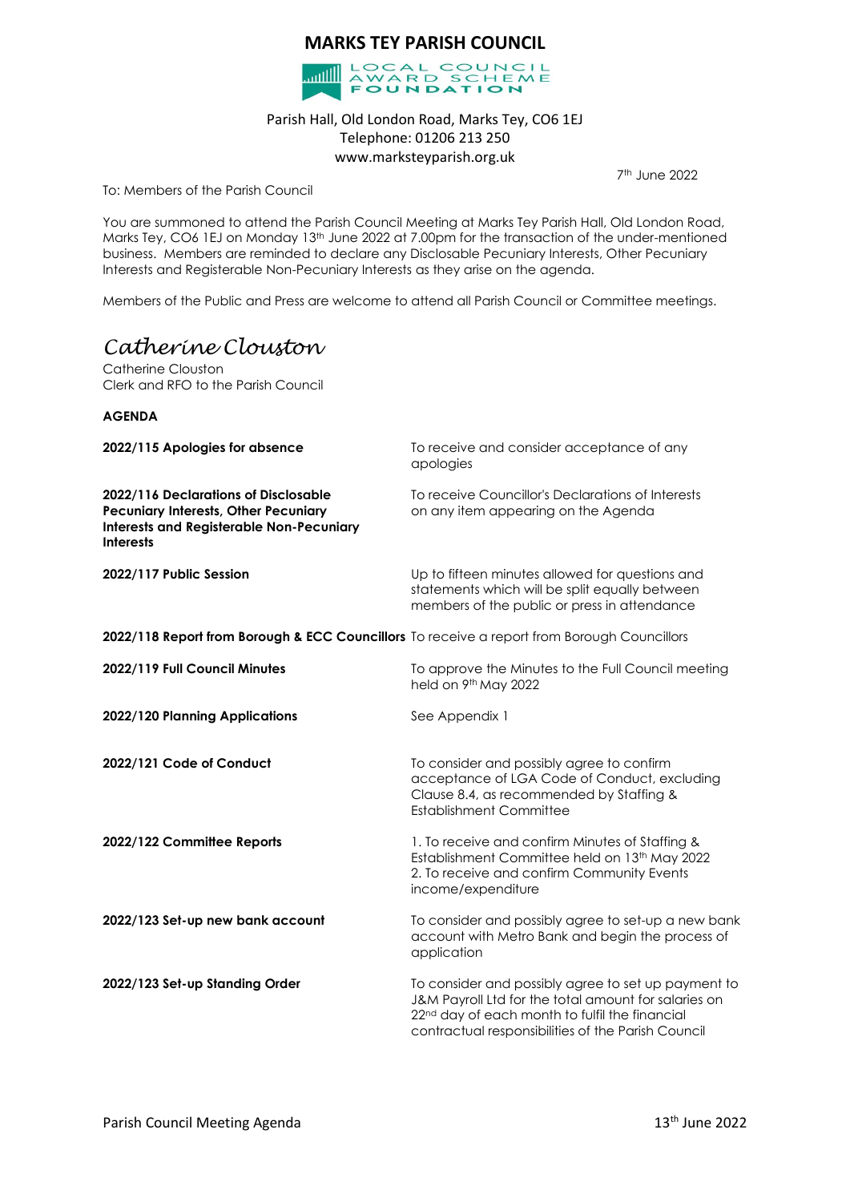# MARKS TEY PARISH COUNCIL

LOCAL COUNCIL AWARD SCHEME FOUNDATION

Parish Hall, Old London Road, Marks Tey, CO6 1EJ
Telephone: 01206 213 250
www.marksteyparish.org.uk

7th June 2022

To: Members of the Parish Council

You are summoned to attend the Parish Council Meeting at Marks Tey Parish Hall, Old London Road, Marks Tey, CO6 1EJ on Monday 13th June 2022 at 7.00pm for the transaction of the under-mentioned business. Members are reminded to declare any Disclosable Pecuniary Interests, Other Pecuniary Interests and Registerable Non-Pecuniary Interests as they arise on the agenda.

Members of the Public and Press are welcome to attend all Parish Council or Committee meetings.

*Catherine Clouston*

Catherine Clouston
Clerk and RFO to the Parish Council

**AGENDA**

| | |
|---|---|
| **2022/115 Apologies for absence** | To receive and consider acceptance of any apologies |
| **2022/116 Declarations of Disclosable Pecuniary Interests, Other Pecuniary Interests and Registerable Non-Pecuniary Interests** | To receive Councillor's Declarations of Interests on any item appearing on the Agenda |
| **2022/117 Public Session** | Up to fifteen minutes allowed for questions and statements which will be split equally between members of the public or press in attendance |
| **2022/118 Report from Borough & ECC Councillors** | To receive a report from Borough Councillors |
| **2022/119 Full Council Minutes** | To approve the Minutes to the Full Council meeting held on 9th May 2022 |
| **2022/120 Planning Applications** | See Appendix 1 |
| **2022/121 Code of Conduct** | To consider and possibly agree to confirm acceptance of LGA Code of Conduct, excluding Clause 8.4, as recommended by Staffing & Establishment Committee |
| **2022/122 Committee Reports** | 1. To receive and confirm Minutes of Staffing & Establishment Committee held on 13th May 2022<br>2. To receive and confirm Community Events income/expenditure |
| **2022/123 Set-up new bank account** | To consider and possibly agree to set-up a new bank account with Metro Bank and begin the process of application |
| **2022/123 Set-up Standing Order** | To consider and possibly agree to set up payment to J&M Payroll Ltd for the total amount for salaries on 22nd day of each month to fulfil the financial contractual responsibilities of the Parish Council |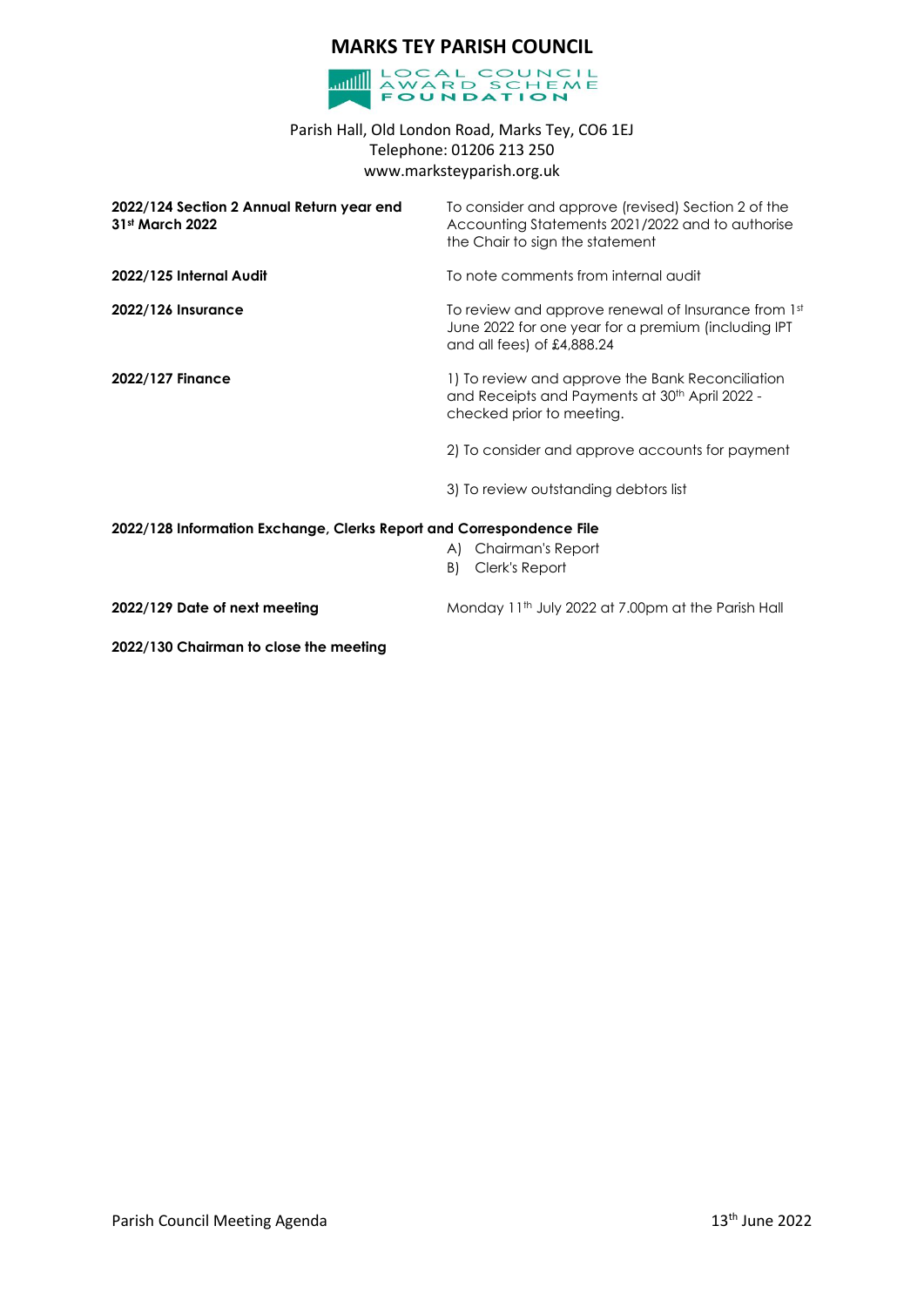# MARKS TEY PARISH COUNCIL

LOCAL COUNCIL AWARD SCHEME FOUNDATION

Parish Hall, Old London Road, Marks Tey, CO6 1EJ
Telephone: 01206 213 250
www.marksteyparish.org.uk

**2022/124 Section 2 Annual Return year end 31st March 2022** — To consider and approve (revised) Section 2 of the Accounting Statements 2021/2022 and to authorise the Chair to sign the statement

**2022/125 Internal Audit** — To note comments from internal audit

**2022/126 Insurance** — To review and approve renewal of Insurance from 1st June 2022 for one year for a premium (including IPT and all fees) of £4,888.24

**2022/127 Finance**

1) To review and approve the Bank Reconciliation and Receipts and Payments at 30th April 2022 - checked prior to meeting.

2) To consider and approve accounts for payment

3) To review outstanding debtors list

**2022/128 Information Exchange, Clerks Report and Correspondence File**

A) Chairman's Report
B) Clerk's Report

**2022/129 Date of next meeting** — Monday 11th July 2022 at 7.00pm at the Parish Hall

**2022/130 Chairman to close the meeting**

Parish Council Meeting Agenda 13th June 2022